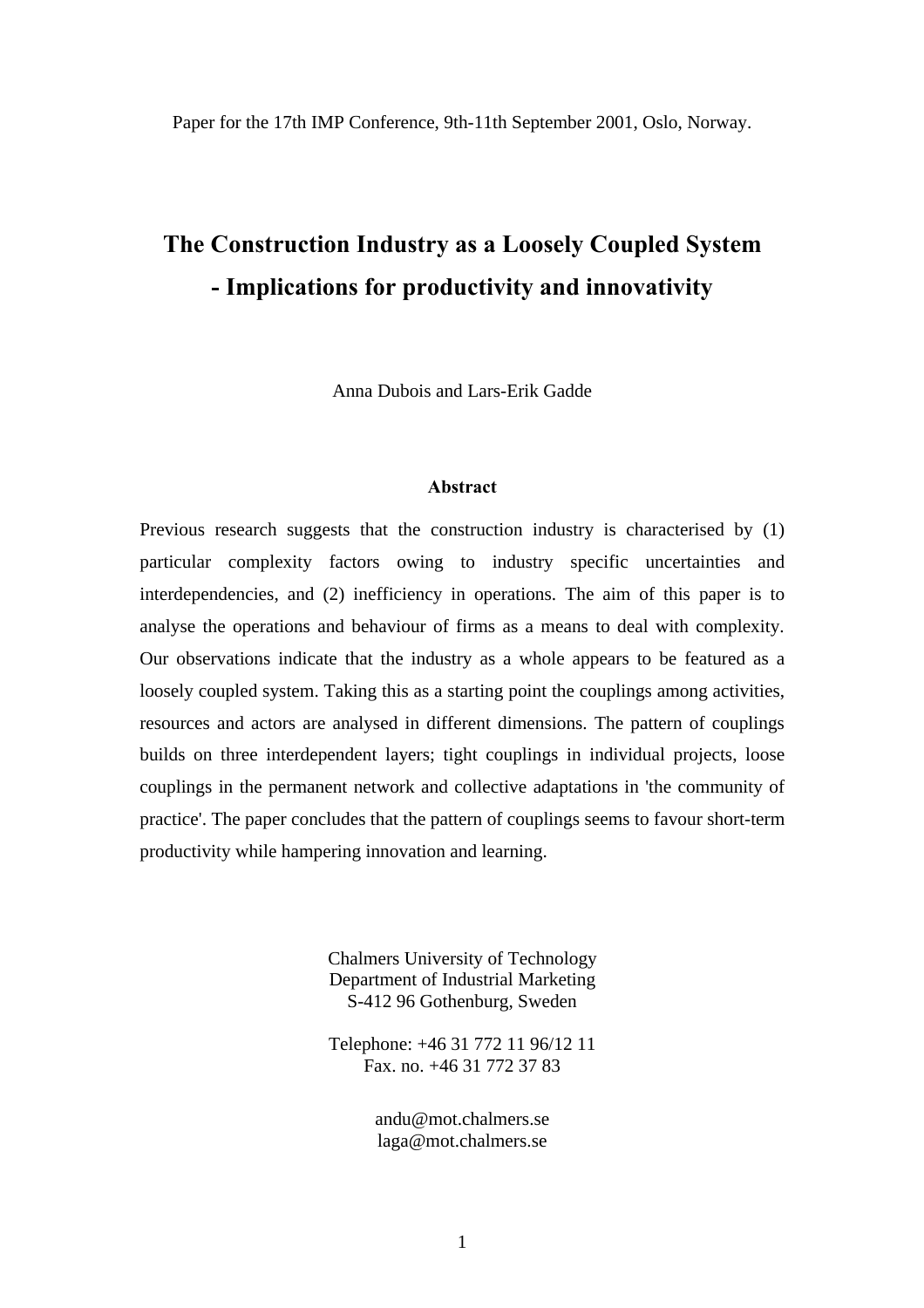Paper for the 17th IMP Conference, 9th-11th September 2001, Oslo, Norway.

# The Construction Industry as a Loosely Coupled System - Implications for productivity and innovativity

Anna Dubois and Lars-Erik Gadde

## Abstract

Previous research suggests that the construction industry is characterised by (1) particular complexity factors owing to industry specific uncertainties and interdependencies, and (2) inefficiency in operations. The aim of this paper is to analyse the operations and behaviour of firms as a means to deal with complexity. Our observations indicate that the industry as a whole appears to be featured as a loosely coupled system. Taking this as a starting point the couplings among activities, resources and actors are analysed in different dimensions. The pattern of couplings builds on three interdependent layers; tight couplings in individual projects, loose couplings in the permanent network and collective adaptations in 'the community of practice'. The paper concludes that the pattern of couplings seems to favour short-term productivity while hampering innovation and learning.

Chalmers University of Technology
Department of Industrial Marketing
S-412 96 Gothenburg, Sweden

Telephone: +46 31 772 11 96/12 11
Fax. no. +46 31 772 37 83

andu@mot.chalmers.se
laga@mot.chalmers.se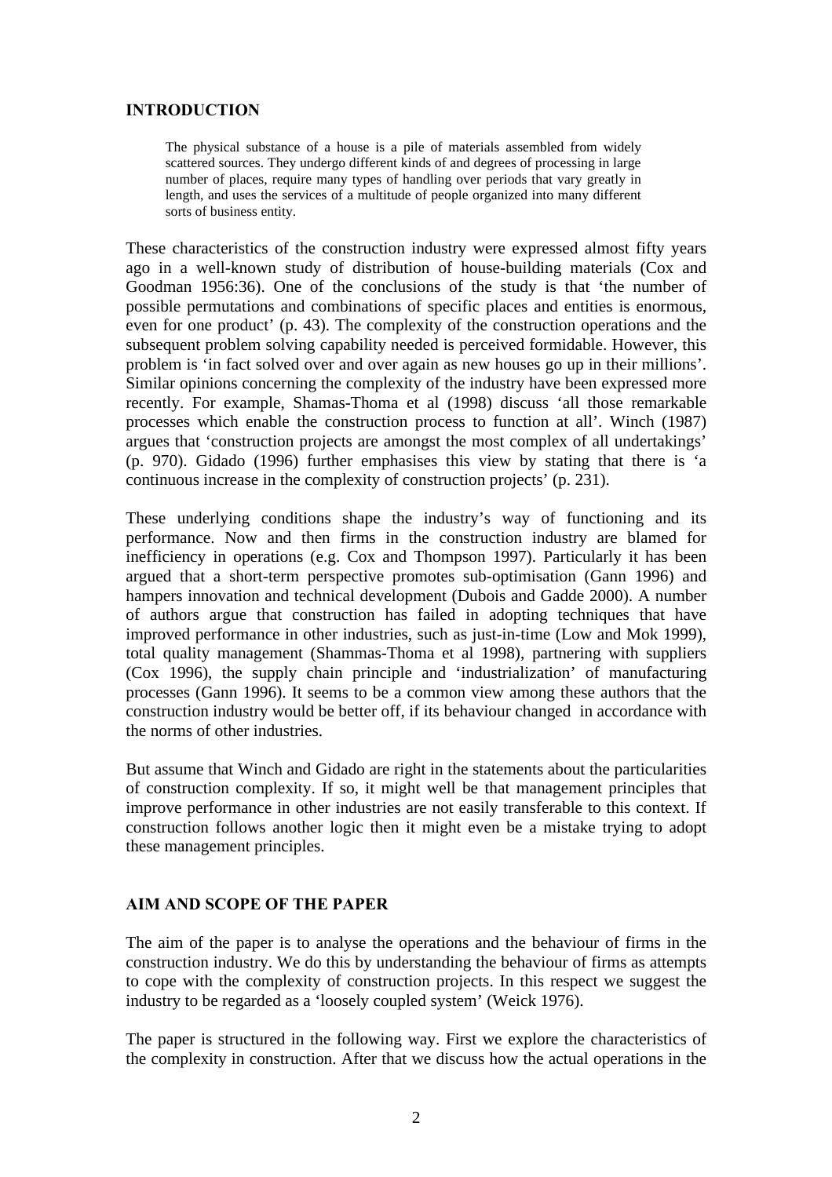## INTRODUCTION

> The physical substance of a house is a pile of materials assembled from widely scattered sources. They undergo different kinds of and degrees of processing in large number of places, require many types of handling over periods that vary greatly in length, and uses the services of a multitude of people organized into many different sorts of business entity.

These characteristics of the construction industry were expressed almost fifty years ago in a well-known study of distribution of house-building materials (Cox and Goodman 1956:36). One of the conclusions of the study is that 'the number of possible permutations and combinations of specific places and entities is enormous, even for one product' (p. 43). The complexity of the construction operations and the subsequent problem solving capability needed is perceived formidable. However, this problem is 'in fact solved over and over again as new houses go up in their millions'. Similar opinions concerning the complexity of the industry have been expressed more recently. For example, Shamas-Thoma et al (1998) discuss 'all those remarkable processes which enable the construction process to function at all'. Winch (1987) argues that 'construction projects are amongst the most complex of all undertakings' (p. 970). Gidado (1996) further emphasises this view by stating that there is 'a continuous increase in the complexity of construction projects' (p. 231).

These underlying conditions shape the industry's way of functioning and its performance. Now and then firms in the construction industry are blamed for inefficiency in operations (e.g. Cox and Thompson 1997). Particularly it has been argued that a short-term perspective promotes sub-optimisation (Gann 1996) and hampers innovation and technical development (Dubois and Gadde 2000). A number of authors argue that construction has failed in adopting techniques that have improved performance in other industries, such as just-in-time (Low and Mok 1999), total quality management (Shammas-Thoma et al 1998), partnering with suppliers (Cox 1996), the supply chain principle and 'industrialization' of manufacturing processes (Gann 1996). It seems to be a common view among these authors that the construction industry would be better off, if its behaviour changed in accordance with the norms of other industries.

But assume that Winch and Gidado are right in the statements about the particularities of construction complexity. If so, it might well be that management principles that improve performance in other industries are not easily transferable to this context. If construction follows another logic then it might even be a mistake trying to adopt these management principles.

## AIM AND SCOPE OF THE PAPER

The aim of the paper is to analyse the operations and the behaviour of firms in the construction industry. We do this by understanding the behaviour of firms as attempts to cope with the complexity of construction projects. In this respect we suggest the industry to be regarded as a 'loosely coupled system' (Weick 1976).

The paper is structured in the following way. First we explore the characteristics of the complexity in construction. After that we discuss how the actual operations in the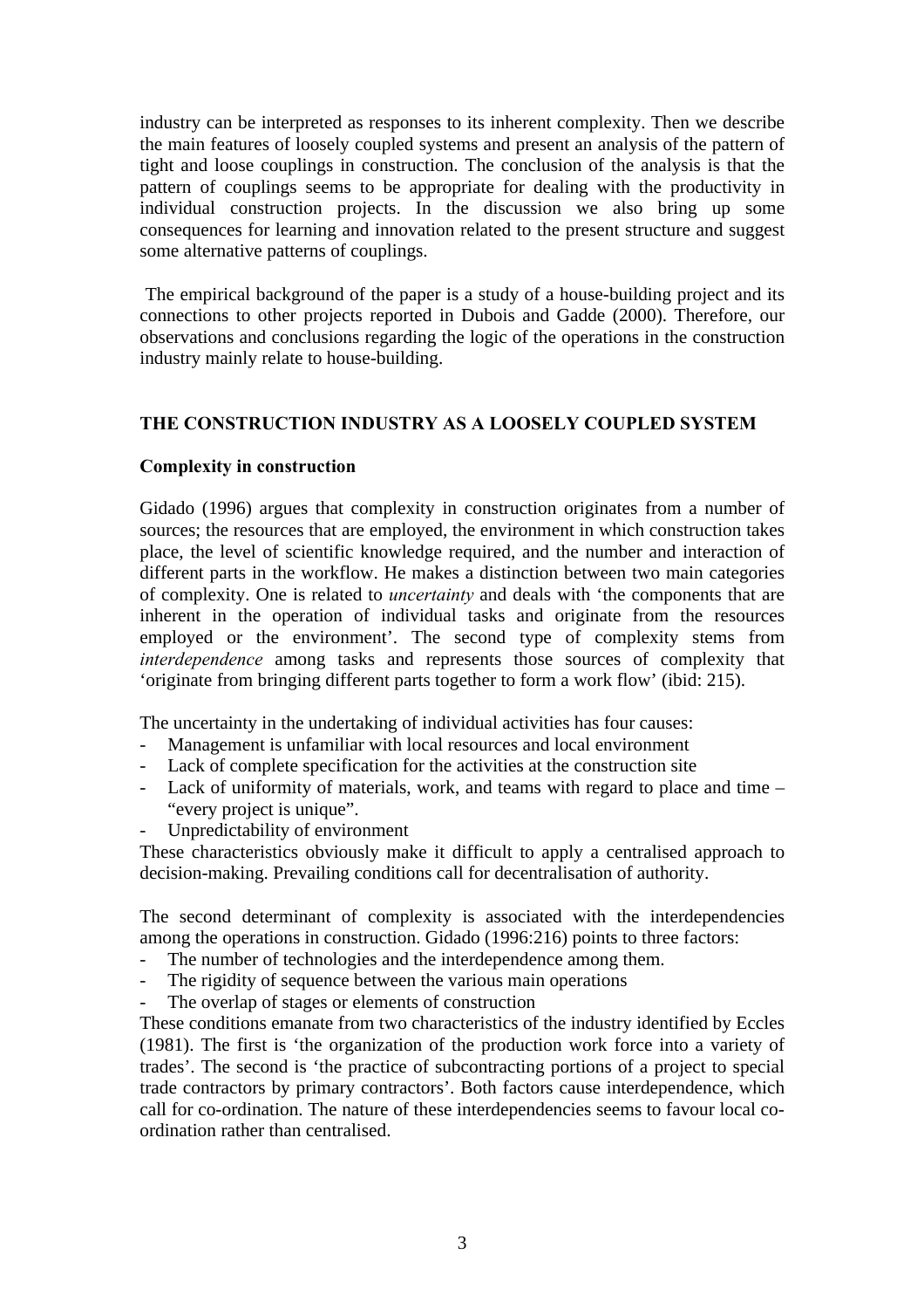industry can be interpreted as responses to its inherent complexity. Then we describe the main features of loosely coupled systems and present an analysis of the pattern of tight and loose couplings in construction. The conclusion of the analysis is that the pattern of couplings seems to be appropriate for dealing with the productivity in individual construction projects. In the discussion we also bring up some consequences for learning and innovation related to the present structure and suggest some alternative patterns of couplings.

The empirical background of the paper is a study of a house-building project and its connections to other projects reported in Dubois and Gadde (2000). Therefore, our observations and conclusions regarding the logic of the operations in the construction industry mainly relate to house-building.

## THE CONSTRUCTION INDUSTRY AS A LOOSELY COUPLED SYSTEM

### Complexity in construction

Gidado (1996) argues that complexity in construction originates from a number of sources; the resources that are employed, the environment in which construction takes place, the level of scientific knowledge required, and the number and interaction of different parts in the workflow. He makes a distinction between two main categories of complexity. One is related to *uncertainty* and deals with 'the components that are inherent in the operation of individual tasks and originate from the resources employed or the environment'. The second type of complexity stems from *interdependence* among tasks and represents those sources of complexity that 'originate from bringing different parts together to form a work flow' (ibid: 215).

The uncertainty in the undertaking of individual activities has four causes:

- Management is unfamiliar with local resources and local environment
- Lack of complete specification for the activities at the construction site
- Lack of uniformity of materials, work, and teams with regard to place and time – "every project is unique".
- Unpredictability of environment

These characteristics obviously make it difficult to apply a centralised approach to decision-making. Prevailing conditions call for decentralisation of authority.

The second determinant of complexity is associated with the interdependencies among the operations in construction. Gidado (1996:216) points to three factors:

- The number of technologies and the interdependence among them.
- The rigidity of sequence between the various main operations
- The overlap of stages or elements of construction

These conditions emanate from two characteristics of the industry identified by Eccles (1981). The first is 'the organization of the production work force into a variety of trades'. The second is 'the practice of subcontracting portions of a project to special trade contractors by primary contractors'. Both factors cause interdependence, which call for co-ordination. The nature of these interdependencies seems to favour local co-ordination rather than centralised.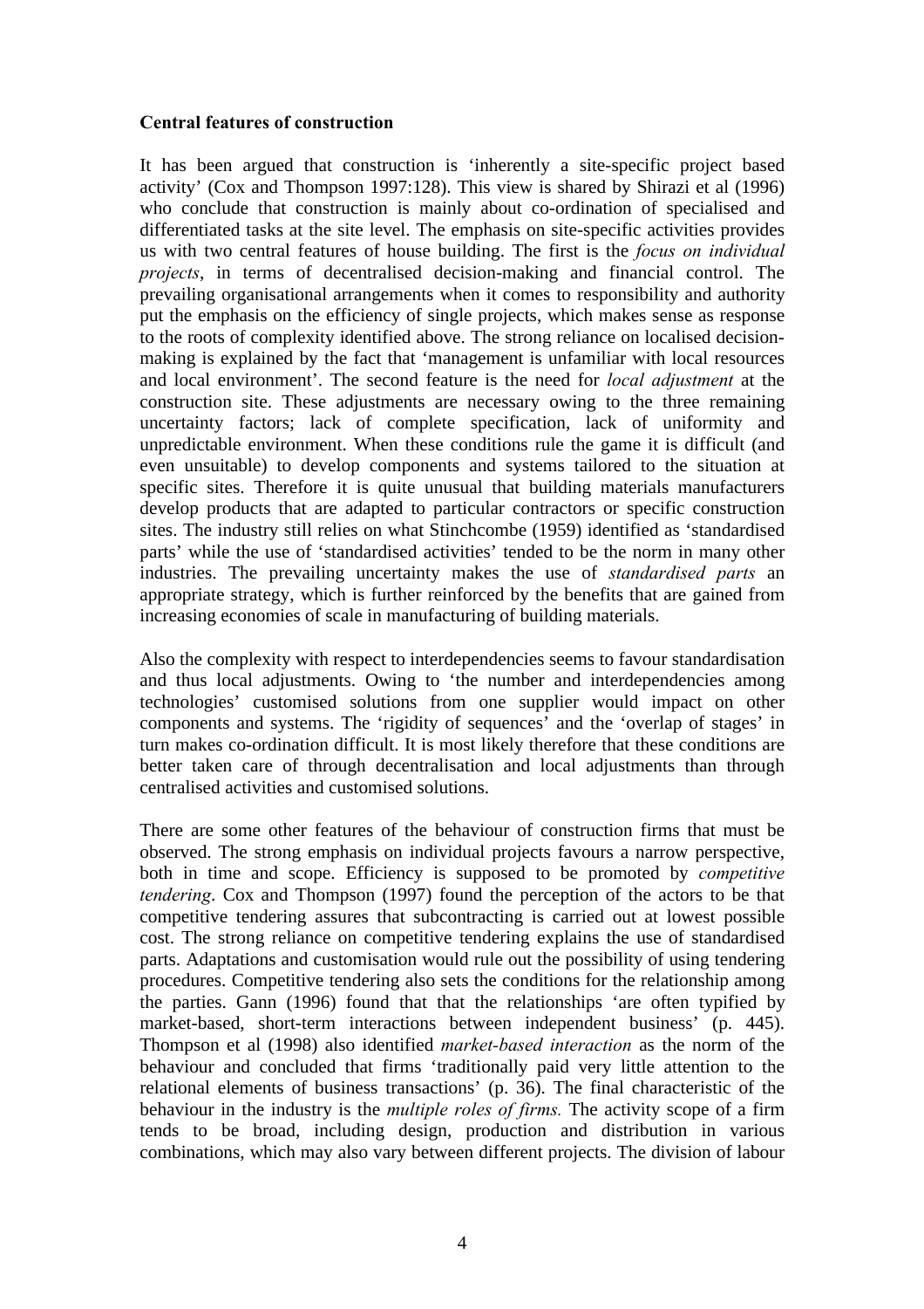**Central features of construction**

It has been argued that construction is 'inherently a site-specific project based activity' (Cox and Thompson 1997:128). This view is shared by Shirazi et al (1996) who conclude that construction is mainly about co-ordination of specialised and differentiated tasks at the site level. The emphasis on site-specific activities provides us with two central features of house building. The first is the *focus on individual projects*, in terms of decentralised decision-making and financial control. The prevailing organisational arrangements when it comes to responsibility and authority put the emphasis on the efficiency of single projects, which makes sense as response to the roots of complexity identified above. The strong reliance on localised decision-making is explained by the fact that 'management is unfamiliar with local resources and local environment'. The second feature is the need for *local adjustment* at the construction site. These adjustments are necessary owing to the three remaining uncertainty factors; lack of complete specification, lack of uniformity and unpredictable environment. When these conditions rule the game it is difficult (and even unsuitable) to develop components and systems tailored to the situation at specific sites. Therefore it is quite unusual that building materials manufacturers develop products that are adapted to particular contractors or specific construction sites. The industry still relies on what Stinchcombe (1959) identified as 'standardised parts' while the use of 'standardised activities' tended to be the norm in many other industries. The prevailing uncertainty makes the use of *standardised parts* an appropriate strategy, which is further reinforced by the benefits that are gained from increasing economies of scale in manufacturing of building materials.

Also the complexity with respect to interdependencies seems to favour standardisation and thus local adjustments. Owing to 'the number and interdependencies among technologies' customised solutions from one supplier would impact on other components and systems. The 'rigidity of sequences' and the 'overlap of stages' in turn makes co-ordination difficult. It is most likely therefore that these conditions are better taken care of through decentralisation and local adjustments than through centralised activities and customised solutions.

There are some other features of the behaviour of construction firms that must be observed. The strong emphasis on individual projects favours a narrow perspective, both in time and scope. Efficiency is supposed to be promoted by *competitive tendering*. Cox and Thompson (1997) found the perception of the actors to be that competitive tendering assures that subcontracting is carried out at lowest possible cost. The strong reliance on competitive tendering explains the use of standardised parts. Adaptations and customisation would rule out the possibility of using tendering procedures. Competitive tendering also sets the conditions for the relationship among the parties. Gann (1996) found that that the relationships 'are often typified by market-based, short-term interactions between independent business' (p. 445). Thompson et al (1998) also identified *market-based interaction* as the norm of the behaviour and concluded that firms 'traditionally paid very little attention to the relational elements of business transactions' (p. 36). The final characteristic of the behaviour in the industry is the *multiple roles of firms.* The activity scope of a firm tends to be broad, including design, production and distribution in various combinations, which may also vary between different projects. The division of labour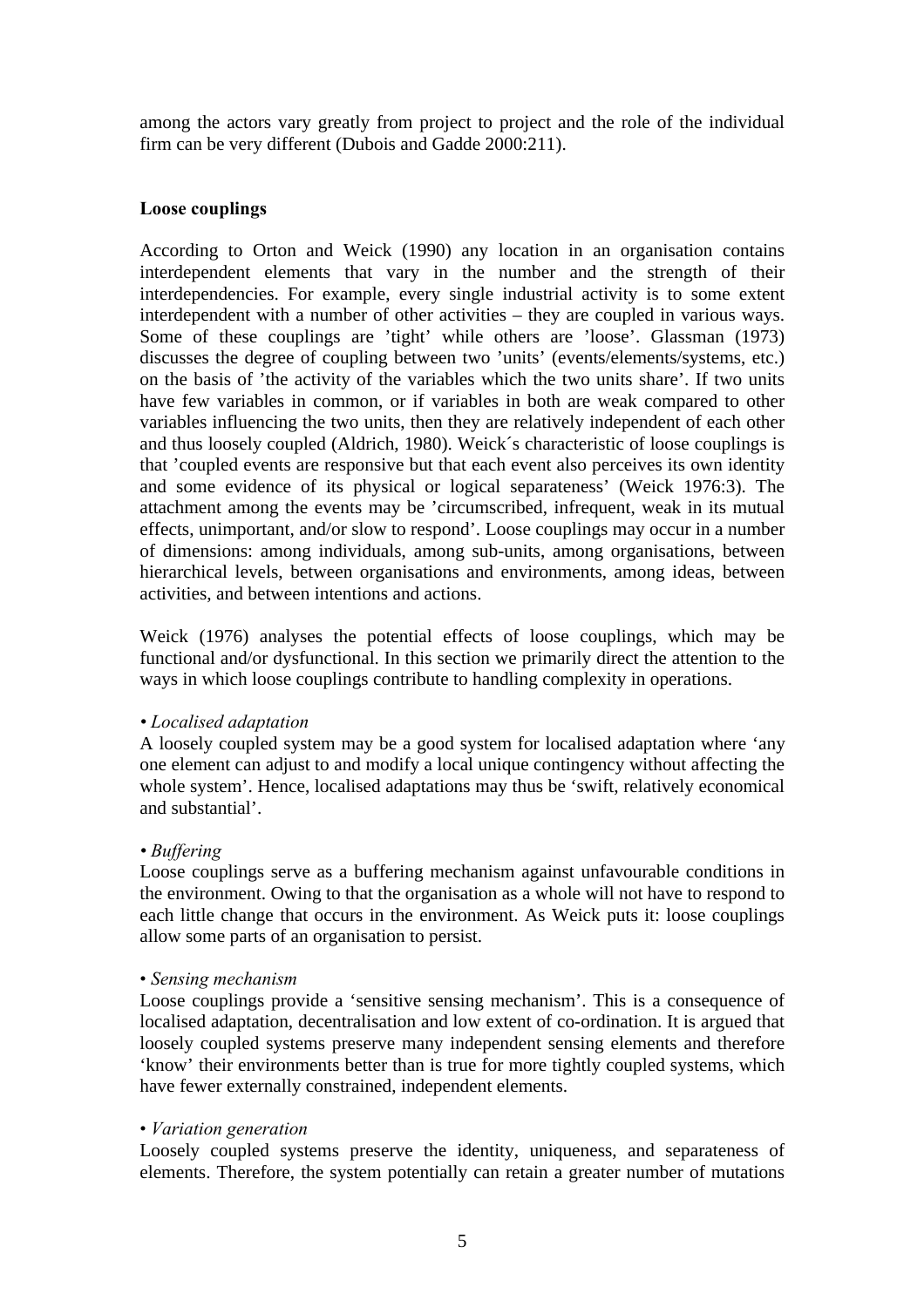among the actors vary greatly from project to project and the role of the individual firm can be very different (Dubois and Gadde 2000:211).

### Loose couplings

According to Orton and Weick (1990) any location in an organisation contains interdependent elements that vary in the number and the strength of their interdependencies. For example, every single industrial activity is to some extent interdependent with a number of other activities – they are coupled in various ways. Some of these couplings are ’tight’ while others are ’loose’. Glassman (1973) discusses the degree of coupling between two ’units’ (events/elements/systems, etc.) on the basis of ’the activity of the variables which the two units share’. If two units have few variables in common, or if variables in both are weak compared to other variables influencing the two units, then they are relatively independent of each other and thus loosely coupled (Aldrich, 1980). Weick´s characteristic of loose couplings is that ’coupled events are responsive but that each event also perceives its own identity and some evidence of its physical or logical separateness’ (Weick 1976:3). The attachment among the events may be ’circumscribed, infrequent, weak in its mutual effects, unimportant, and/or slow to respond’. Loose couplings may occur in a number of dimensions: among individuals, among sub-units, among organisations, between hierarchical levels, between organisations and environments, among ideas, between activities, and between intentions and actions.

Weick (1976) analyses the potential effects of loose couplings, which may be functional and/or dysfunctional. In this section we primarily direct the attention to the ways in which loose couplings contribute to handling complexity in operations.

• *Localised adaptation*
A loosely coupled system may be a good system for localised adaptation where ‘any one element can adjust to and modify a local unique contingency without affecting the whole system’. Hence, localised adaptations may thus be ‘swift, relatively economical and substantial’.

• *Buffering*
Loose couplings serve as a buffering mechanism against unfavourable conditions in the environment. Owing to that the organisation as a whole will not have to respond to each little change that occurs in the environment. As Weick puts it: loose couplings allow some parts of an organisation to persist.

• *Sensing mechanism*
Loose couplings provide a ‘sensitive sensing mechanism’. This is a consequence of localised adaptation, decentralisation and low extent of co-ordination. It is argued that loosely coupled systems preserve many independent sensing elements and therefore ‘know’ their environments better than is true for more tightly coupled systems, which have fewer externally constrained, independent elements.

• *Variation generation*
Loosely coupled systems preserve the identity, uniqueness, and separateness of elements. Therefore, the system potentially can retain a greater number of mutations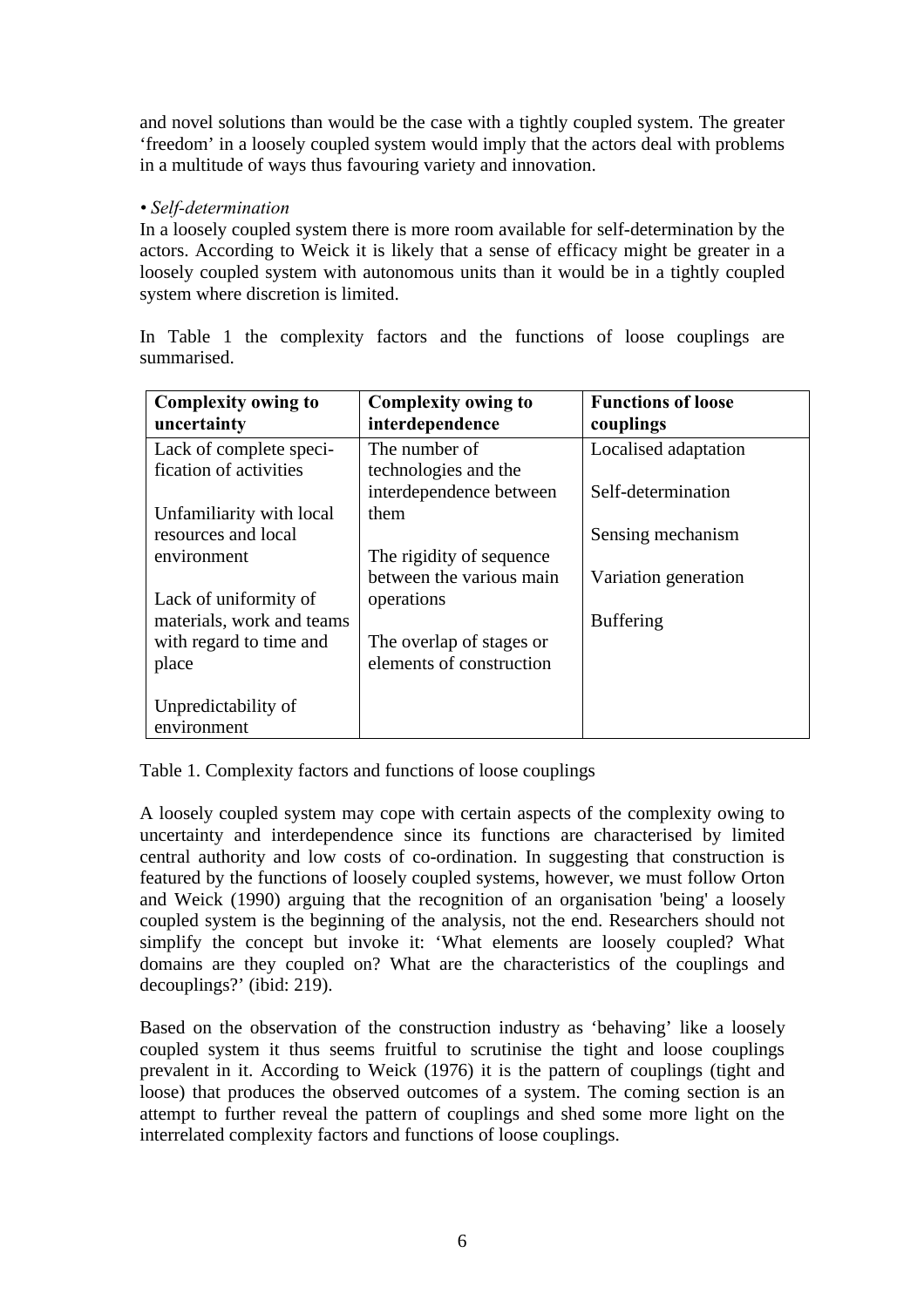and novel solutions than would be the case with a tightly coupled system. The greater 'freedom' in a loosely coupled system would imply that the actors deal with problems in a multitude of ways thus favouring variety and innovation.

*• Self-determination*

In a loosely coupled system there is more room available for self-determination by the actors. According to Weick it is likely that a sense of efficacy might be greater in a loosely coupled system with autonomous units than it would be in a tightly coupled system where discretion is limited.

In Table 1 the complexity factors and the functions of loose couplings are summarised.

| **Complexity owing to uncertainty** | **Complexity owing to interdependence** | **Functions of loose couplings** |
| --- | --- | --- |
| Lack of complete specification of activities<br><br>Unfamiliarity with local resources and local environment<br><br>Lack of uniformity of materials, work and teams with regard to time and place<br><br>Unpredictability of environment | The number of technologies and the interdependence between them<br><br>The rigidity of sequence between the various main operations<br><br>The overlap of stages or elements of construction | Localised adaptation<br><br>Self-determination<br><br>Sensing mechanism<br><br>Variation generation<br><br>Buffering |

Table 1. Complexity factors and functions of loose couplings

A loosely coupled system may cope with certain aspects of the complexity owing to uncertainty and interdependence since its functions are characterised by limited central authority and low costs of co-ordination. In suggesting that construction is featured by the functions of loosely coupled systems, however, we must follow Orton and Weick (1990) arguing that the recognition of an organisation 'being' a loosely coupled system is the beginning of the analysis, not the end. Researchers should not simplify the concept but invoke it: 'What elements are loosely coupled? What domains are they coupled on? What are the characteristics of the couplings and decouplings?' (ibid: 219).

Based on the observation of the construction industry as 'behaving' like a loosely coupled system it thus seems fruitful to scrutinise the tight and loose couplings prevalent in it. According to Weick (1976) it is the pattern of couplings (tight and loose) that produces the observed outcomes of a system. The coming section is an attempt to further reveal the pattern of couplings and shed some more light on the interrelated complexity factors and functions of loose couplings.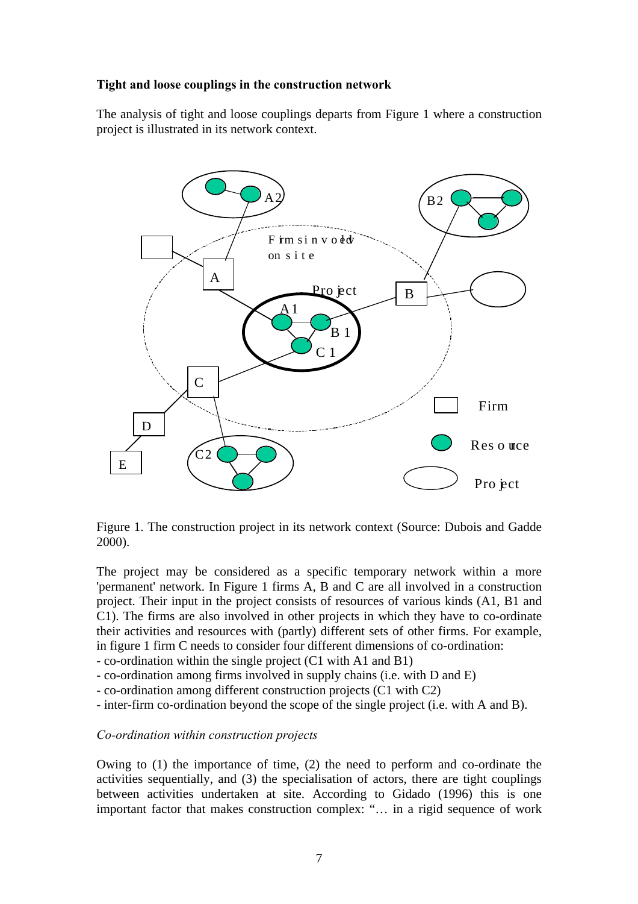**Tight and loose couplings in the construction network**

The analysis of tight and loose couplings departs from Figure 1 where a construction project is illustrated in its network context.

Figure 1. The construction project in its network context (Source: Dubois and Gadde 2000).

The project may be considered as a specific temporary network within a more 'permanent' network. In Figure 1 firms A, B and C are all involved in a construction project. Their input in the project consists of resources of various kinds (A1, B1 and C1). The firms are also involved in other projects in which they have to co-ordinate their activities and resources with (partly) different sets of other firms. For example, in figure 1 firm C needs to consider four different dimensions of co-ordination:

- co-ordination within the single project (C1 with A1 and B1)
- co-ordination among firms involved in supply chains (i.e. with D and E)
- co-ordination among different construction projects (C1 with C2)
- inter-firm co-ordination beyond the scope of the single project (i.e. with A and B).

*Co-ordination within construction projects*

Owing to (1) the importance of time, (2) the need to perform and co-ordinate the activities sequentially, and (3) the specialisation of actors, there are tight couplings between activities undertaken at site. According to Gidado (1996) this is one important factor that makes construction complex: "… in a rigid sequence of work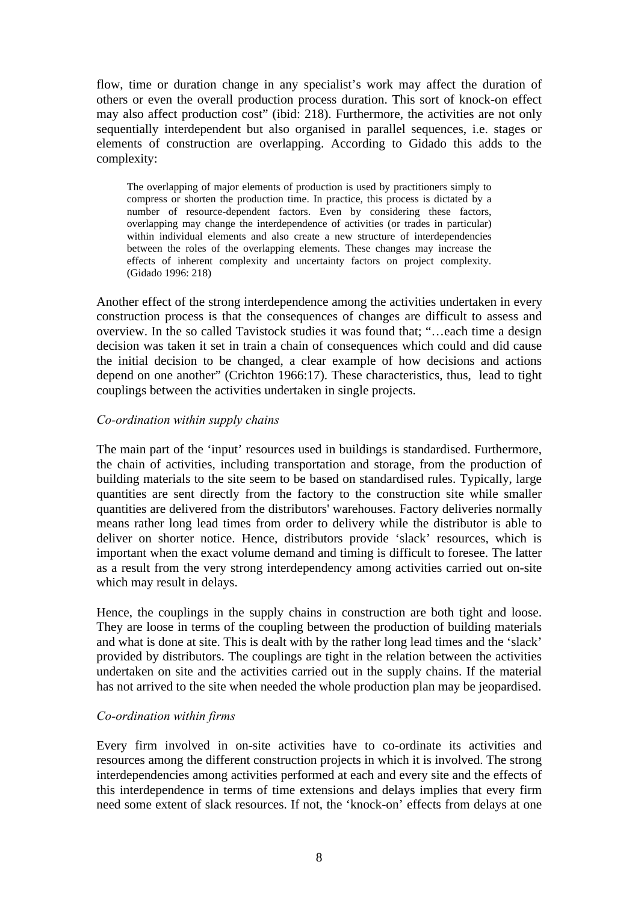flow, time or duration change in any specialist's work may affect the duration of others or even the overall production process duration. This sort of knock-on effect may also affect production cost" (ibid: 218). Furthermore, the activities are not only sequentially interdependent but also organised in parallel sequences, i.e. stages or elements of construction are overlapping. According to Gidado this adds to the complexity:

> The overlapping of major elements of production is used by practitioners simply to compress or shorten the production time. In practice, this process is dictated by a number of resource-dependent factors. Even by considering these factors, overlapping may change the interdependence of activities (or trades in particular) within individual elements and also create a new structure of interdependencies between the roles of the overlapping elements. These changes may increase the effects of inherent complexity and uncertainty factors on project complexity. (Gidado 1996: 218)

Another effect of the strong interdependence among the activities undertaken in every construction process is that the consequences of changes are difficult to assess and overview. In the so called Tavistock studies it was found that; "…each time a design decision was taken it set in train a chain of consequences which could and did cause the initial decision to be changed, a clear example of how decisions and actions depend on one another" (Crichton 1966:17). These characteristics, thus, lead to tight couplings between the activities undertaken in single projects.

*Co-ordination within supply chains*

The main part of the 'input' resources used in buildings is standardised. Furthermore, the chain of activities, including transportation and storage, from the production of building materials to the site seem to be based on standardised rules. Typically, large quantities are sent directly from the factory to the construction site while smaller quantities are delivered from the distributors' warehouses. Factory deliveries normally means rather long lead times from order to delivery while the distributor is able to deliver on shorter notice. Hence, distributors provide 'slack' resources, which is important when the exact volume demand and timing is difficult to foresee. The latter as a result from the very strong interdependency among activities carried out on-site which may result in delays.

Hence, the couplings in the supply chains in construction are both tight and loose. They are loose in terms of the coupling between the production of building materials and what is done at site. This is dealt with by the rather long lead times and the 'slack' provided by distributors. The couplings are tight in the relation between the activities undertaken on site and the activities carried out in the supply chains. If the material has not arrived to the site when needed the whole production plan may be jeopardised.

*Co-ordination within firms*

Every firm involved in on-site activities have to co-ordinate its activities and resources among the different construction projects in which it is involved. The strong interdependencies among activities performed at each and every site and the effects of this interdependence in terms of time extensions and delays implies that every firm need some extent of slack resources. If not, the 'knock-on' effects from delays at one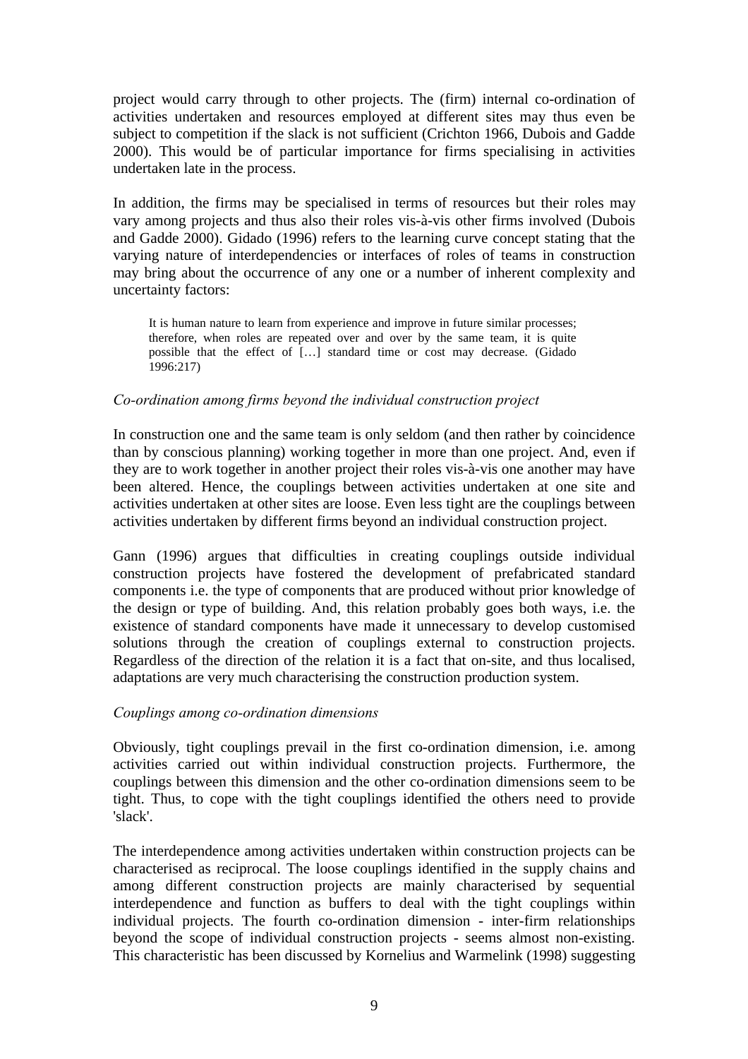project would carry through to other projects. The (firm) internal co-ordination of activities undertaken and resources employed at different sites may thus even be subject to competition if the slack is not sufficient (Crichton 1966, Dubois and Gadde 2000). This would be of particular importance for firms specialising in activities undertaken late in the process.

In addition, the firms may be specialised in terms of resources but their roles may vary among projects and thus also their roles vis-à-vis other firms involved (Dubois and Gadde 2000). Gidado (1996) refers to the learning curve concept stating that the varying nature of interdependencies or interfaces of roles of teams in construction may bring about the occurrence of any one or a number of inherent complexity and uncertainty factors:

> It is human nature to learn from experience and improve in future similar processes; therefore, when roles are repeated over and over by the same team, it is quite possible that the effect of […] standard time or cost may decrease. (Gidado 1996:217)

*Co-ordination among firms beyond the individual construction project*

In construction one and the same team is only seldom (and then rather by coincidence than by conscious planning) working together in more than one project. And, even if they are to work together in another project their roles vis-à-vis one another may have been altered. Hence, the couplings between activities undertaken at one site and activities undertaken at other sites are loose. Even less tight are the couplings between activities undertaken by different firms beyond an individual construction project.

Gann (1996) argues that difficulties in creating couplings outside individual construction projects have fostered the development of prefabricated standard components i.e. the type of components that are produced without prior knowledge of the design or type of building. And, this relation probably goes both ways, i.e. the existence of standard components have made it unnecessary to develop customised solutions through the creation of couplings external to construction projects. Regardless of the direction of the relation it is a fact that on-site, and thus localised, adaptations are very much characterising the construction production system.

*Couplings among co-ordination dimensions*

Obviously, tight couplings prevail in the first co-ordination dimension, i.e. among activities carried out within individual construction projects. Furthermore, the couplings between this dimension and the other co-ordination dimensions seem to be tight. Thus, to cope with the tight couplings identified the others need to provide 'slack'.

The interdependence among activities undertaken within construction projects can be characterised as reciprocal. The loose couplings identified in the supply chains and among different construction projects are mainly characterised by sequential interdependence and function as buffers to deal with the tight couplings within individual projects. The fourth co-ordination dimension - inter-firm relationships beyond the scope of individual construction projects - seems almost non-existing. This characteristic has been discussed by Kornelius and Warmelink (1998) suggesting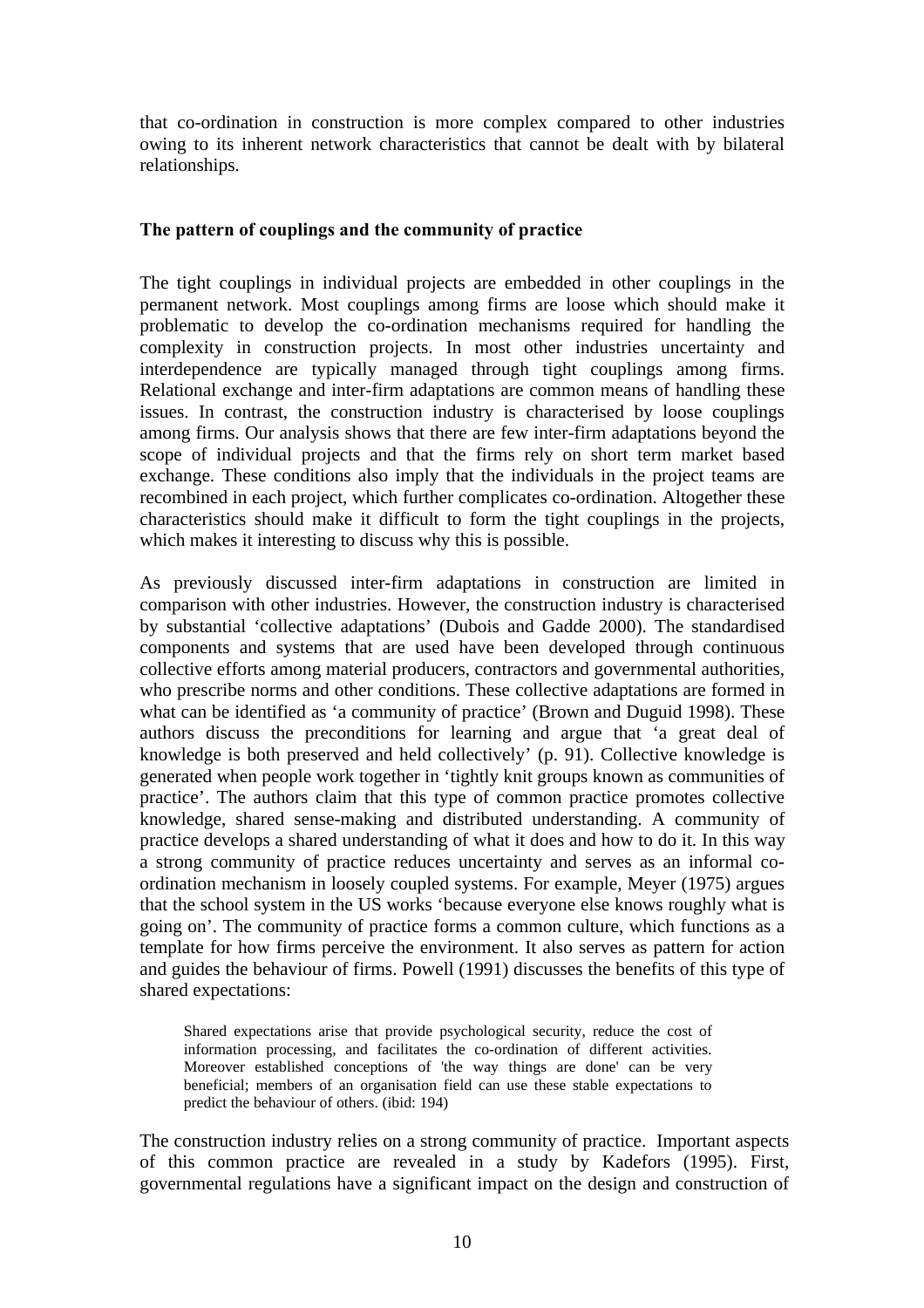that co-ordination in construction is more complex compared to other industries owing to its inherent network characteristics that cannot be dealt with by bilateral relationships.

## The pattern of couplings and the community of practice

The tight couplings in individual projects are embedded in other couplings in the permanent network. Most couplings among firms are loose which should make it problematic to develop the co-ordination mechanisms required for handling the complexity in construction projects. In most other industries uncertainty and interdependence are typically managed through tight couplings among firms. Relational exchange and inter-firm adaptations are common means of handling these issues. In contrast, the construction industry is characterised by loose couplings among firms. Our analysis shows that there are few inter-firm adaptations beyond the scope of individual projects and that the firms rely on short term market based exchange. These conditions also imply that the individuals in the project teams are recombined in each project, which further complicates co-ordination. Altogether these characteristics should make it difficult to form the tight couplings in the projects, which makes it interesting to discuss why this is possible.

As previously discussed inter-firm adaptations in construction are limited in comparison with other industries. However, the construction industry is characterised by substantial 'collective adaptations' (Dubois and Gadde 2000). The standardised components and systems that are used have been developed through continuous collective efforts among material producers, contractors and governmental authorities, who prescribe norms and other conditions. These collective adaptations are formed in what can be identified as 'a community of practice' (Brown and Duguid 1998). These authors discuss the preconditions for learning and argue that 'a great deal of knowledge is both preserved and held collectively' (p. 91). Collective knowledge is generated when people work together in 'tightly knit groups known as communities of practice'. The authors claim that this type of common practice promotes collective knowledge, shared sense-making and distributed understanding. A community of practice develops a shared understanding of what it does and how to do it. In this way a strong community of practice reduces uncertainty and serves as an informal co-ordination mechanism in loosely coupled systems. For example, Meyer (1975) argues that the school system in the US works 'because everyone else knows roughly what is going on'. The community of practice forms a common culture, which functions as a template for how firms perceive the environment. It also serves as pattern for action and guides the behaviour of firms. Powell (1991) discusses the benefits of this type of shared expectations:

> Shared expectations arise that provide psychological security, reduce the cost of information processing, and facilitates the co-ordination of different activities. Moreover established conceptions of 'the way things are done' can be very beneficial; members of an organisation field can use these stable expectations to predict the behaviour of others. (ibid: 194)

The construction industry relies on a strong community of practice. Important aspects of this common practice are revealed in a study by Kadefors (1995). First, governmental regulations have a significant impact on the design and construction of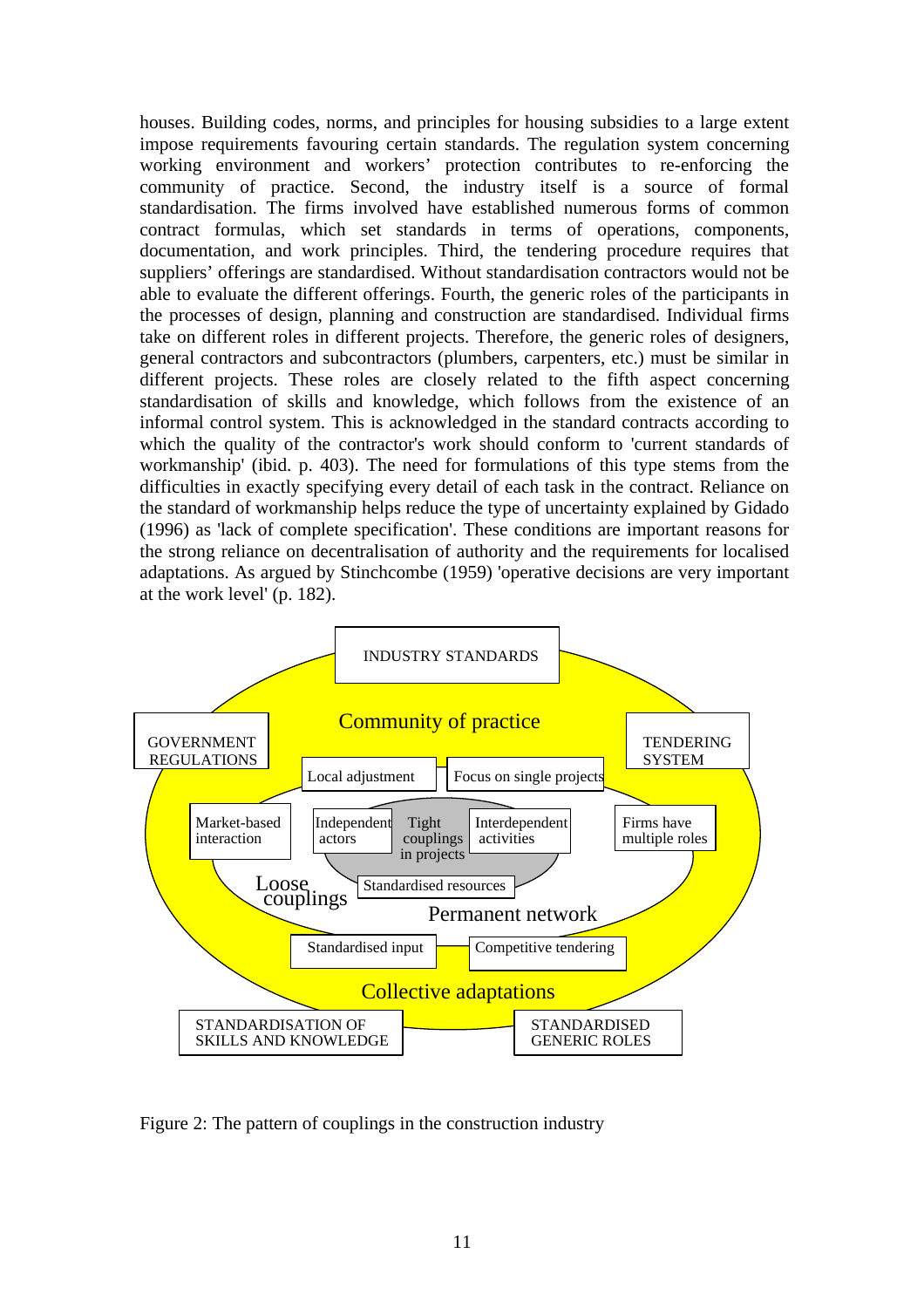houses. Building codes, norms, and principles for housing subsidies to a large extent impose requirements favouring certain standards. The regulation system concerning working environment and workers' protection contributes to re-enforcing the community of practice. Second, the industry itself is a source of formal standardisation. The firms involved have established numerous forms of common contract formulas, which set standards in terms of operations, components, documentation, and work principles. Third, the tendering procedure requires that suppliers' offerings are standardised. Without standardisation contractors would not be able to evaluate the different offerings. Fourth, the generic roles of the participants in the processes of design, planning and construction are standardised. Individual firms take on different roles in different projects. Therefore, the generic roles of designers, general contractors and subcontractors (plumbers, carpenters, etc.) must be similar in different projects. These roles are closely related to the fifth aspect concerning standardisation of skills and knowledge, which follows from the existence of an informal control system. This is acknowledged in the standard contracts according to which the quality of the contractor's work should conform to 'current standards of workmanship' (ibid. p. 403). The need for formulations of this type stems from the difficulties in exactly specifying every detail of each task in the contract. Reliance on the standard of workmanship helps reduce the type of uncertainty explained by Gidado (1996) as 'lack of complete specification'. These conditions are important reasons for the strong reliance on decentralisation of authority and the requirements for localised adaptations. As argued by Stinchcombe (1959) 'operative decisions are very important at the work level' (p. 182).

INDUSTRY STANDARDS

GOVERNMENT REGULATIONS

Community of practice

TENDERING SYSTEM

Local adjustment

Focus on single projects

Market-based interaction

Independent actors

Tight couplings in projects

Interdependent activities

Firms have multiple roles

Loose couplings

Standardised resources

Permanent network

Standardised input

Competitive tendering

Collective adaptations

STANDARDISATION OF SKILLS AND KNOWLEDGE

STANDARDISED GENERIC ROLES

Figure 2: The pattern of couplings in the construction industry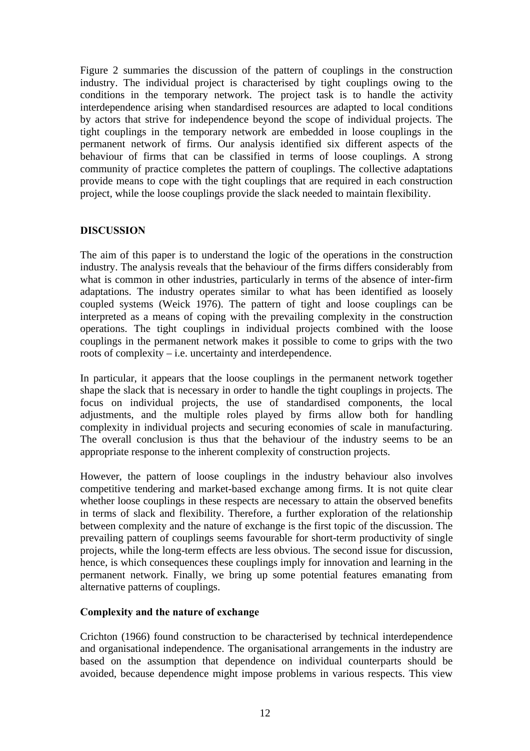Figure 2 summaries the discussion of the pattern of couplings in the construction industry. The individual project is characterised by tight couplings owing to the conditions in the temporary network. The project task is to handle the activity interdependence arising when standardised resources are adapted to local conditions by actors that strive for independence beyond the scope of individual projects. The tight couplings in the temporary network are embedded in loose couplings in the permanent network of firms. Our analysis identified six different aspects of the behaviour of firms that can be classified in terms of loose couplings. A strong community of practice completes the pattern of couplings. The collective adaptations provide means to cope with the tight couplings that are required in each construction project, while the loose couplings provide the slack needed to maintain flexibility.

## DISCUSSION

The aim of this paper is to understand the logic of the operations in the construction industry. The analysis reveals that the behaviour of the firms differs considerably from what is common in other industries, particularly in terms of the absence of inter-firm adaptations. The industry operates similar to what has been identified as loosely coupled systems (Weick 1976). The pattern of tight and loose couplings can be interpreted as a means of coping with the prevailing complexity in the construction operations. The tight couplings in individual projects combined with the loose couplings in the permanent network makes it possible to come to grips with the two roots of complexity – i.e. uncertainty and interdependence.

In particular, it appears that the loose couplings in the permanent network together shape the slack that is necessary in order to handle the tight couplings in projects. The focus on individual projects, the use of standardised components, the local adjustments, and the multiple roles played by firms allow both for handling complexity in individual projects and securing economies of scale in manufacturing. The overall conclusion is thus that the behaviour of the industry seems to be an appropriate response to the inherent complexity of construction projects.

However, the pattern of loose couplings in the industry behaviour also involves competitive tendering and market-based exchange among firms. It is not quite clear whether loose couplings in these respects are necessary to attain the observed benefits in terms of slack and flexibility. Therefore, a further exploration of the relationship between complexity and the nature of exchange is the first topic of the discussion. The prevailing pattern of couplings seems favourable for short-term productivity of single projects, while the long-term effects are less obvious. The second issue for discussion, hence, is which consequences these couplings imply for innovation and learning in the permanent network. Finally, we bring up some potential features emanating from alternative patterns of couplings.

### Complexity and the nature of exchange

Crichton (1966) found construction to be characterised by technical interdependence and organisational independence. The organisational arrangements in the industry are based on the assumption that dependence on individual counterparts should be avoided, because dependence might impose problems in various respects. This view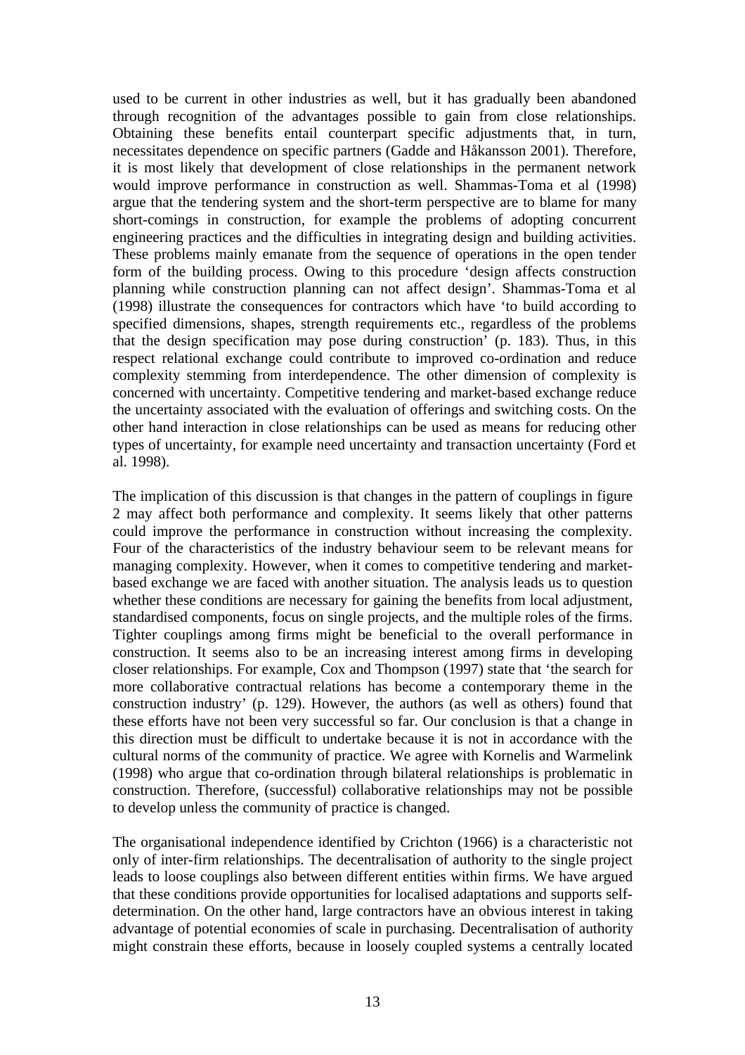used to be current in other industries as well, but it has gradually been abandoned through recognition of the advantages possible to gain from close relationships. Obtaining these benefits entail counterpart specific adjustments that, in turn, necessitates dependence on specific partners (Gadde and Håkansson 2001). Therefore, it is most likely that development of close relationships in the permanent network would improve performance in construction as well. Shammas-Toma et al (1998) argue that the tendering system and the short-term perspective are to blame for many short-comings in construction, for example the problems of adopting concurrent engineering practices and the difficulties in integrating design and building activities. These problems mainly emanate from the sequence of operations in the open tender form of the building process. Owing to this procedure 'design affects construction planning while construction planning can not affect design'. Shammas-Toma et al (1998) illustrate the consequences for contractors which have 'to build according to specified dimensions, shapes, strength requirements etc., regardless of the problems that the design specification may pose during construction' (p. 183). Thus, in this respect relational exchange could contribute to improved co-ordination and reduce complexity stemming from interdependence. The other dimension of complexity is concerned with uncertainty. Competitive tendering and market-based exchange reduce the uncertainty associated with the evaluation of offerings and switching costs. On the other hand interaction in close relationships can be used as means for reducing other types of uncertainty, for example need uncertainty and transaction uncertainty (Ford et al. 1998).

The implication of this discussion is that changes in the pattern of couplings in figure 2 may affect both performance and complexity. It seems likely that other patterns could improve the performance in construction without increasing the complexity. Four of the characteristics of the industry behaviour seem to be relevant means for managing complexity. However, when it comes to competitive tendering and market-based exchange we are faced with another situation. The analysis leads us to question whether these conditions are necessary for gaining the benefits from local adjustment, standardised components, focus on single projects, and the multiple roles of the firms. Tighter couplings among firms might be beneficial to the overall performance in construction. It seems also to be an increasing interest among firms in developing closer relationships. For example, Cox and Thompson (1997) state that 'the search for more collaborative contractual relations has become a contemporary theme in the construction industry' (p. 129). However, the authors (as well as others) found that these efforts have not been very successful so far. Our conclusion is that a change in this direction must be difficult to undertake because it is not in accordance with the cultural norms of the community of practice. We agree with Kornelis and Warmelink (1998) who argue that co-ordination through bilateral relationships is problematic in construction. Therefore, (successful) collaborative relationships may not be possible to develop unless the community of practice is changed.

The organisational independence identified by Crichton (1966) is a characteristic not only of inter-firm relationships. The decentralisation of authority to the single project leads to loose couplings also between different entities within firms. We have argued that these conditions provide opportunities for localised adaptations and supports self-determination. On the other hand, large contractors have an obvious interest in taking advantage of potential economies of scale in purchasing. Decentralisation of authority might constrain these efforts, because in loosely coupled systems a centrally located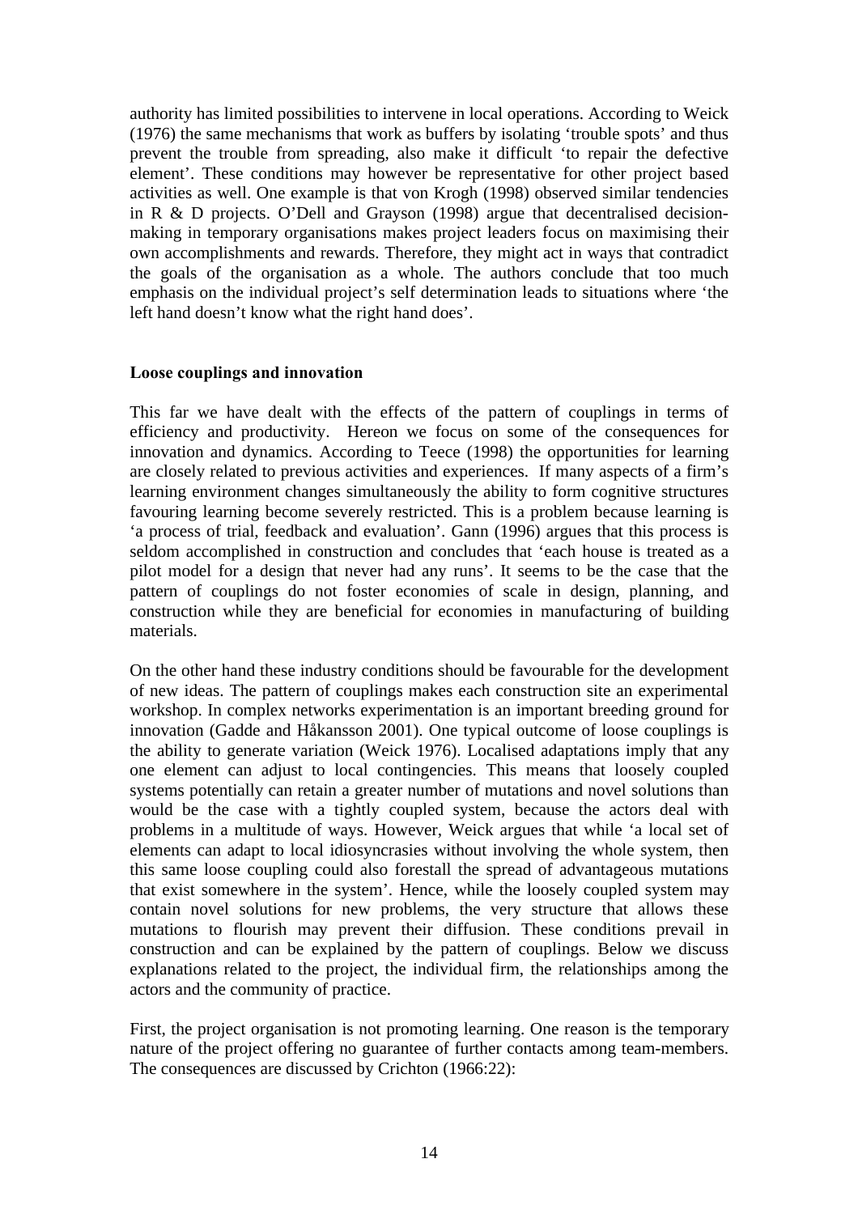authority has limited possibilities to intervene in local operations. According to Weick (1976) the same mechanisms that work as buffers by isolating 'trouble spots' and thus prevent the trouble from spreading, also make it difficult 'to repair the defective element'. These conditions may however be representative for other project based activities as well. One example is that von Krogh (1998) observed similar tendencies in R & D projects. O'Dell and Grayson (1998) argue that decentralised decision-making in temporary organisations makes project leaders focus on maximising their own accomplishments and rewards. Therefore, they might act in ways that contradict the goals of the organisation as a whole. The authors conclude that too much emphasis on the individual project's self determination leads to situations where 'the left hand doesn't know what the right hand does'.

**Loose couplings and innovation**

This far we have dealt with the effects of the pattern of couplings in terms of efficiency and productivity. Hereon we focus on some of the consequences for innovation and dynamics. According to Teece (1998) the opportunities for learning are closely related to previous activities and experiences. If many aspects of a firm's learning environment changes simultaneously the ability to form cognitive structures favouring learning become severely restricted. This is a problem because learning is 'a process of trial, feedback and evaluation'. Gann (1996) argues that this process is seldom accomplished in construction and concludes that 'each house is treated as a pilot model for a design that never had any runs'. It seems to be the case that the pattern of couplings do not foster economies of scale in design, planning, and construction while they are beneficial for economies in manufacturing of building materials.

On the other hand these industry conditions should be favourable for the development of new ideas. The pattern of couplings makes each construction site an experimental workshop. In complex networks experimentation is an important breeding ground for innovation (Gadde and Håkansson 2001). One typical outcome of loose couplings is the ability to generate variation (Weick 1976). Localised adaptations imply that any one element can adjust to local contingencies. This means that loosely coupled systems potentially can retain a greater number of mutations and novel solutions than would be the case with a tightly coupled system, because the actors deal with problems in a multitude of ways. However, Weick argues that while 'a local set of elements can adapt to local idiosyncrasies without involving the whole system, then this same loose coupling could also forestall the spread of advantageous mutations that exist somewhere in the system'. Hence, while the loosely coupled system may contain novel solutions for new problems, the very structure that allows these mutations to flourish may prevent their diffusion. These conditions prevail in construction and can be explained by the pattern of couplings. Below we discuss explanations related to the project, the individual firm, the relationships among the actors and the community of practice.

First, the project organisation is not promoting learning. One reason is the temporary nature of the project offering no guarantee of further contacts among team-members. The consequences are discussed by Crichton (1966:22):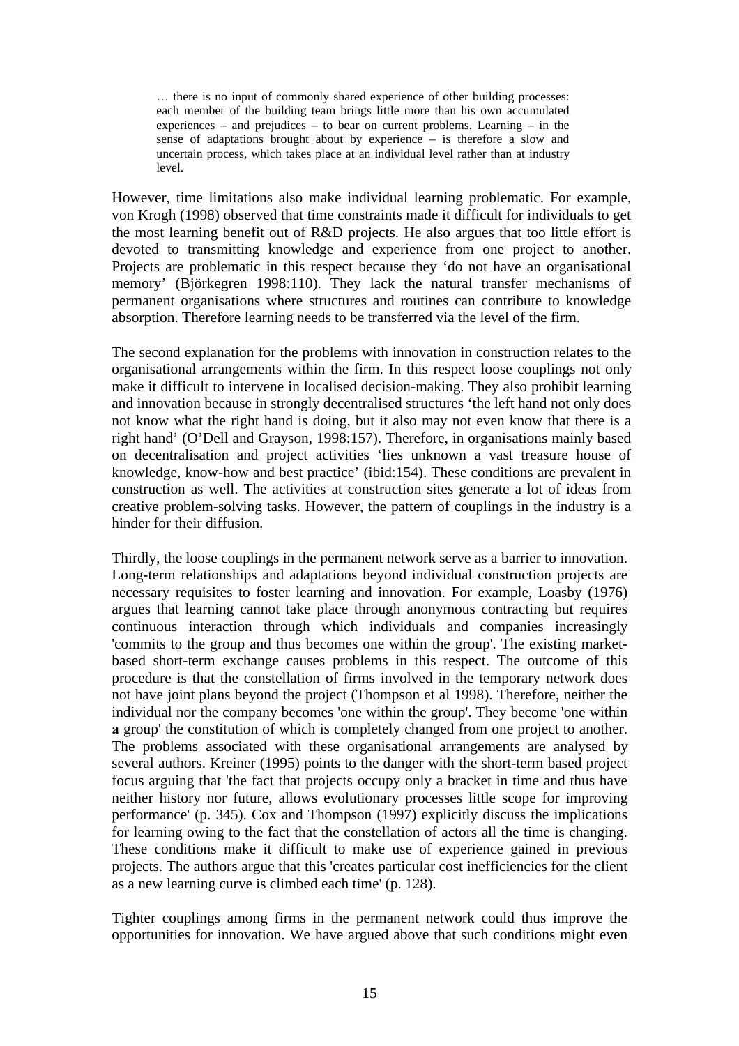> … there is no input of commonly shared experience of other building processes: each member of the building team brings little more than his own accumulated experiences – and prejudices – to bear on current problems. Learning – in the sense of adaptations brought about by experience – is therefore a slow and uncertain process, which takes place at an individual level rather than at industry level.

However, time limitations also make individual learning problematic. For example, von Krogh (1998) observed that time constraints made it difficult for individuals to get the most learning benefit out of R&D projects. He also argues that too little effort is devoted to transmitting knowledge and experience from one project to another. Projects are problematic in this respect because they 'do not have an organisational memory' (Björkegren 1998:110). They lack the natural transfer mechanisms of permanent organisations where structures and routines can contribute to knowledge absorption. Therefore learning needs to be transferred via the level of the firm.

The second explanation for the problems with innovation in construction relates to the organisational arrangements within the firm. In this respect loose couplings not only make it difficult to intervene in localised decision-making. They also prohibit learning and innovation because in strongly decentralised structures 'the left hand not only does not know what the right hand is doing, but it also may not even know that there is a right hand' (O'Dell and Grayson, 1998:157). Therefore, in organisations mainly based on decentralisation and project activities 'lies unknown a vast treasure house of knowledge, know-how and best practice' (ibid:154). These conditions are prevalent in construction as well. The activities at construction sites generate a lot of ideas from creative problem-solving tasks. However, the pattern of couplings in the industry is a hinder for their diffusion.

Thirdly, the loose couplings in the permanent network serve as a barrier to innovation. Long-term relationships and adaptations beyond individual construction projects are necessary requisites to foster learning and innovation. For example, Loasby (1976) argues that learning cannot take place through anonymous contracting but requires continuous interaction through which individuals and companies increasingly 'commits to the group and thus becomes one within the group'. The existing market-based short-term exchange causes problems in this respect. The outcome of this procedure is that the constellation of firms involved in the temporary network does not have joint plans beyond the project (Thompson et al 1998). Therefore, neither the individual nor the company becomes 'one within the group'. They become 'one within **a** group' the constitution of which is completely changed from one project to another. The problems associated with these organisational arrangements are analysed by several authors. Kreiner (1995) points to the danger with the short-term based project focus arguing that 'the fact that projects occupy only a bracket in time and thus have neither history nor future, allows evolutionary processes little scope for improving performance' (p. 345). Cox and Thompson (1997) explicitly discuss the implications for learning owing to the fact that the constellation of actors all the time is changing. These conditions make it difficult to make use of experience gained in previous projects. The authors argue that this 'creates particular cost inefficiencies for the client as a new learning curve is climbed each time' (p. 128).

Tighter couplings among firms in the permanent network could thus improve the opportunities for innovation. We have argued above that such conditions might even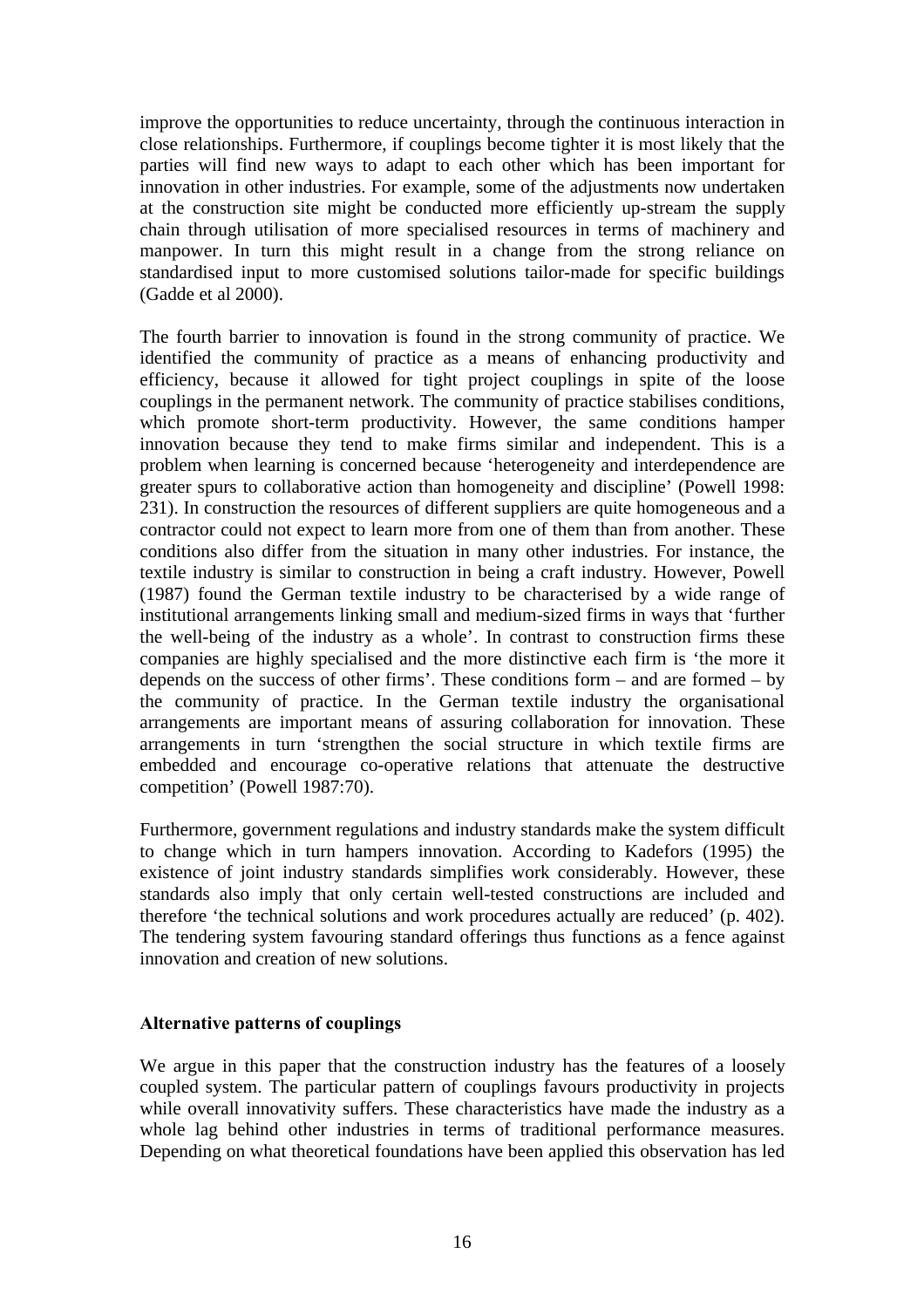improve the opportunities to reduce uncertainty, through the continuous interaction in close relationships. Furthermore, if couplings become tighter it is most likely that the parties will find new ways to adapt to each other which has been important for innovation in other industries. For example, some of the adjustments now undertaken at the construction site might be conducted more efficiently up-stream the supply chain through utilisation of more specialised resources in terms of machinery and manpower. In turn this might result in a change from the strong reliance on standardised input to more customised solutions tailor-made for specific buildings (Gadde et al 2000).

The fourth barrier to innovation is found in the strong community of practice. We identified the community of practice as a means of enhancing productivity and efficiency, because it allowed for tight project couplings in spite of the loose couplings in the permanent network. The community of practice stabilises conditions, which promote short-term productivity. However, the same conditions hamper innovation because they tend to make firms similar and independent. This is a problem when learning is concerned because 'heterogeneity and interdependence are greater spurs to collaborative action than homogeneity and discipline' (Powell 1998: 231). In construction the resources of different suppliers are quite homogeneous and a contractor could not expect to learn more from one of them than from another. These conditions also differ from the situation in many other industries. For instance, the textile industry is similar to construction in being a craft industry. However, Powell (1987) found the German textile industry to be characterised by a wide range of institutional arrangements linking small and medium-sized firms in ways that 'further the well-being of the industry as a whole'. In contrast to construction firms these companies are highly specialised and the more distinctive each firm is 'the more it depends on the success of other firms'. These conditions form – and are formed – by the community of practice. In the German textile industry the organisational arrangements are important means of assuring collaboration for innovation. These arrangements in turn 'strengthen the social structure in which textile firms are embedded and encourage co-operative relations that attenuate the destructive competition' (Powell 1987:70).

Furthermore, government regulations and industry standards make the system difficult to change which in turn hampers innovation. According to Kadefors (1995) the existence of joint industry standards simplifies work considerably. However, these standards also imply that only certain well-tested constructions are included and therefore 'the technical solutions and work procedures actually are reduced' (p. 402). The tendering system favouring standard offerings thus functions as a fence against innovation and creation of new solutions.

## Alternative patterns of couplings

We argue in this paper that the construction industry has the features of a loosely coupled system. The particular pattern of couplings favours productivity in projects while overall innovativity suffers. These characteristics have made the industry as a whole lag behind other industries in terms of traditional performance measures. Depending on what theoretical foundations have been applied this observation has led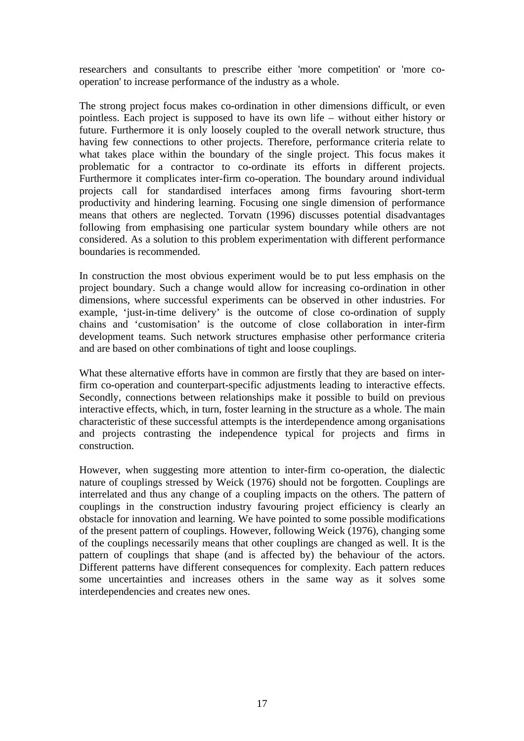researchers and consultants to prescribe either 'more competition' or 'more co-operation' to increase performance of the industry as a whole.

The strong project focus makes co-ordination in other dimensions difficult, or even pointless. Each project is supposed to have its own life – without either history or future. Furthermore it is only loosely coupled to the overall network structure, thus having few connections to other projects. Therefore, performance criteria relate to what takes place within the boundary of the single project. This focus makes it problematic for a contractor to co-ordinate its efforts in different projects. Furthermore it complicates inter-firm co-operation. The boundary around individual projects call for standardised interfaces among firms favouring short-term productivity and hindering learning. Focusing one single dimension of performance means that others are neglected. Torvatn (1996) discusses potential disadvantages following from emphasising one particular system boundary while others are not considered. As a solution to this problem experimentation with different performance boundaries is recommended.

In construction the most obvious experiment would be to put less emphasis on the project boundary. Such a change would allow for increasing co-ordination in other dimensions, where successful experiments can be observed in other industries. For example, 'just-in-time delivery' is the outcome of close co-ordination of supply chains and 'customisation' is the outcome of close collaboration in inter-firm development teams. Such network structures emphasise other performance criteria and are based on other combinations of tight and loose couplings.

What these alternative efforts have in common are firstly that they are based on inter-firm co-operation and counterpart-specific adjustments leading to interactive effects. Secondly, connections between relationships make it possible to build on previous interactive effects, which, in turn, foster learning in the structure as a whole. The main characteristic of these successful attempts is the interdependence among organisations and projects contrasting the independence typical for projects and firms in construction.

However, when suggesting more attention to inter-firm co-operation, the dialectic nature of couplings stressed by Weick (1976) should not be forgotten. Couplings are interrelated and thus any change of a coupling impacts on the others. The pattern of couplings in the construction industry favouring project efficiency is clearly an obstacle for innovation and learning. We have pointed to some possible modifications of the present pattern of couplings. However, following Weick (1976), changing some of the couplings necessarily means that other couplings are changed as well. It is the pattern of couplings that shape (and is affected by) the behaviour of the actors. Different patterns have different consequences for complexity. Each pattern reduces some uncertainties and increases others in the same way as it solves some interdependencies and creates new ones.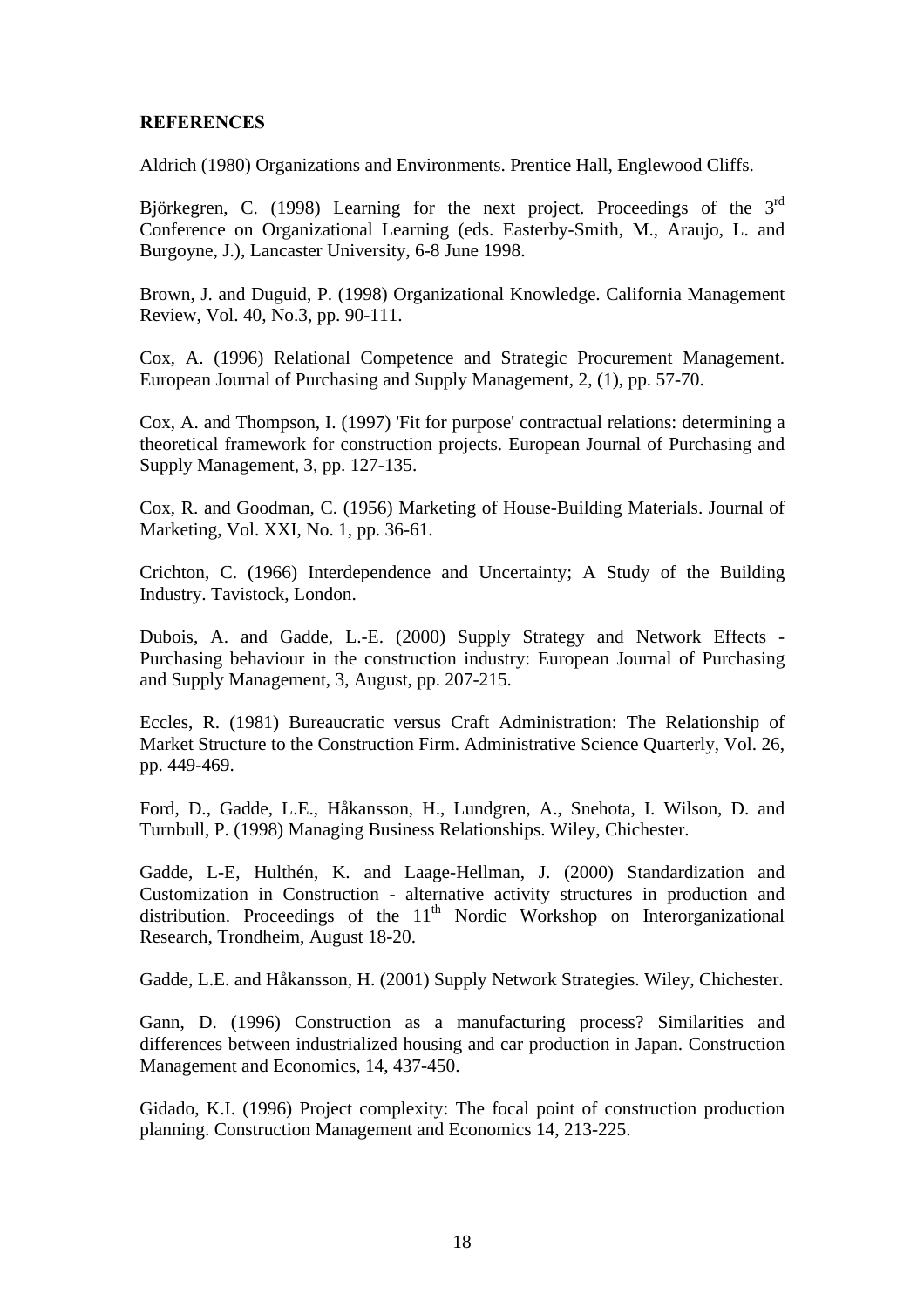**REFERENCES**

Aldrich (1980) Organizations and Environments. Prentice Hall, Englewood Cliffs.

Björkegren, C. (1998) Learning for the next project. Proceedings of the 3rd Conference on Organizational Learning (eds. Easterby-Smith, M., Araujo, L. and Burgoyne, J.), Lancaster University, 6-8 June 1998.

Brown, J. and Duguid, P. (1998) Organizational Knowledge. California Management Review, Vol. 40, No.3, pp. 90-111.

Cox, A. (1996) Relational Competence and Strategic Procurement Management. European Journal of Purchasing and Supply Management, 2, (1), pp. 57-70.

Cox, A. and Thompson, I. (1997) 'Fit for purpose' contractual relations: determining a theoretical framework for construction projects. European Journal of Purchasing and Supply Management, 3, pp. 127-135.

Cox, R. and Goodman, C. (1956) Marketing of House-Building Materials. Journal of Marketing, Vol. XXI, No. 1, pp. 36-61.

Crichton, C. (1966) Interdependence and Uncertainty; A Study of the Building Industry. Tavistock, London.

Dubois, A. and Gadde, L.-E. (2000) Supply Strategy and Network Effects - Purchasing behaviour in the construction industry: European Journal of Purchasing and Supply Management, 3, August, pp. 207-215.

Eccles, R. (1981) Bureaucratic versus Craft Administration: The Relationship of Market Structure to the Construction Firm. Administrative Science Quarterly, Vol. 26, pp. 449-469.

Ford, D., Gadde, L.E., Håkansson, H., Lundgren, A., Snehota, I. Wilson, D. and Turnbull, P. (1998) Managing Business Relationships. Wiley, Chichester.

Gadde, L-E, Hulthén, K. and Laage-Hellman, J. (2000) Standardization and Customization in Construction - alternative activity structures in production and distribution. Proceedings of the 11th Nordic Workshop on Interorganizational Research, Trondheim, August 18-20.

Gadde, L.E. and Håkansson, H. (2001) Supply Network Strategies. Wiley, Chichester.

Gann, D. (1996) Construction as a manufacturing process? Similarities and differences between industrialized housing and car production in Japan. Construction Management and Economics, 14, 437-450.

Gidado, K.I. (1996) Project complexity: The focal point of construction production planning. Construction Management and Economics 14, 213-225.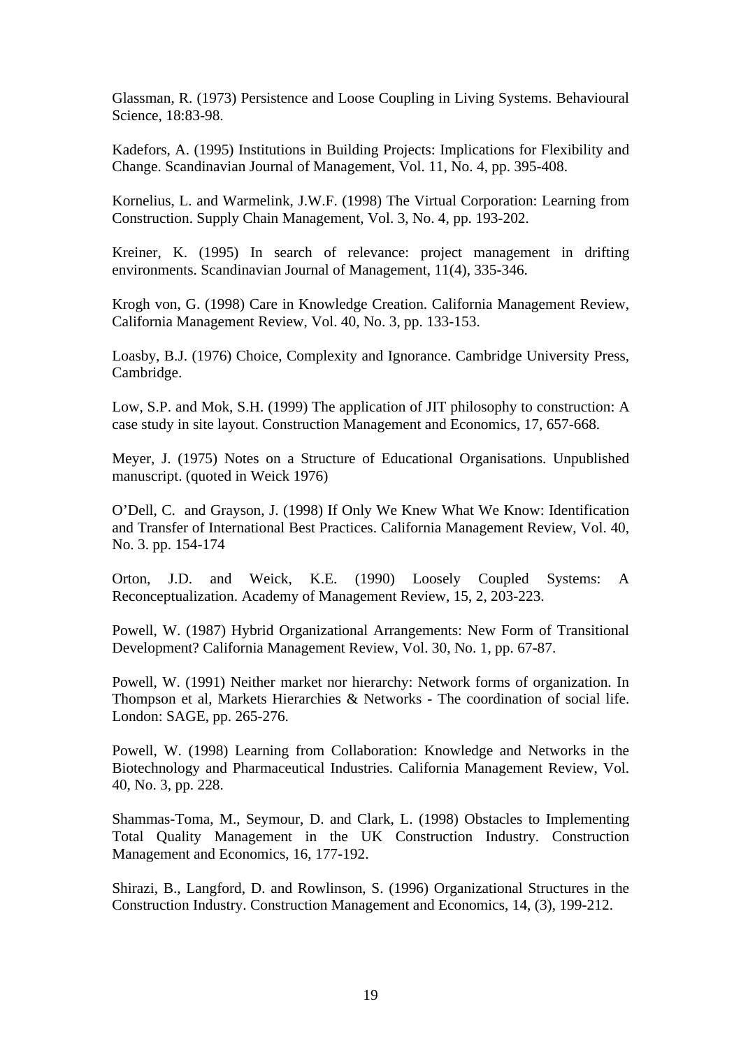Glassman, R. (1973) Persistence and Loose Coupling in Living Systems. Behavioural Science, 18:83-98.

Kadefors, A. (1995) Institutions in Building Projects: Implications for Flexibility and Change. Scandinavian Journal of Management, Vol. 11, No. 4, pp. 395-408.

Kornelius, L. and Warmelink, J.W.F. (1998) The Virtual Corporation: Learning from Construction. Supply Chain Management, Vol. 3, No. 4, pp. 193-202.

Kreiner, K. (1995) In search of relevance: project management in drifting environments. Scandinavian Journal of Management, 11(4), 335-346.

Krogh von, G. (1998) Care in Knowledge Creation. California Management Review, California Management Review, Vol. 40, No. 3, pp. 133-153.

Loasby, B.J. (1976) Choice, Complexity and Ignorance. Cambridge University Press, Cambridge.

Low, S.P. and Mok, S.H. (1999) The application of JIT philosophy to construction: A case study in site layout. Construction Management and Economics, 17, 657-668.

Meyer, J. (1975) Notes on a Structure of Educational Organisations. Unpublished manuscript. (quoted in Weick 1976)

O'Dell, C. and Grayson, J. (1998) If Only We Knew What We Know: Identification and Transfer of International Best Practices. California Management Review, Vol. 40, No. 3. pp. 154-174

Orton, J.D. and Weick, K.E. (1990) Loosely Coupled Systems: A Reconceptualization. Academy of Management Review, 15, 2, 203-223.

Powell, W. (1987) Hybrid Organizational Arrangements: New Form of Transitional Development? California Management Review, Vol. 30, No. 1, pp. 67-87.

Powell, W. (1991) Neither market nor hierarchy: Network forms of organization. In Thompson et al, Markets Hierarchies & Networks - The coordination of social life. London: SAGE, pp. 265-276.

Powell, W. (1998) Learning from Collaboration: Knowledge and Networks in the Biotechnology and Pharmaceutical Industries. California Management Review, Vol. 40, No. 3, pp. 228.

Shammas-Toma, M., Seymour, D. and Clark, L. (1998) Obstacles to Implementing Total Quality Management in the UK Construction Industry. Construction Management and Economics, 16, 177-192.

Shirazi, B., Langford, D. and Rowlinson, S. (1996) Organizational Structures in the Construction Industry. Construction Management and Economics, 14, (3), 199-212.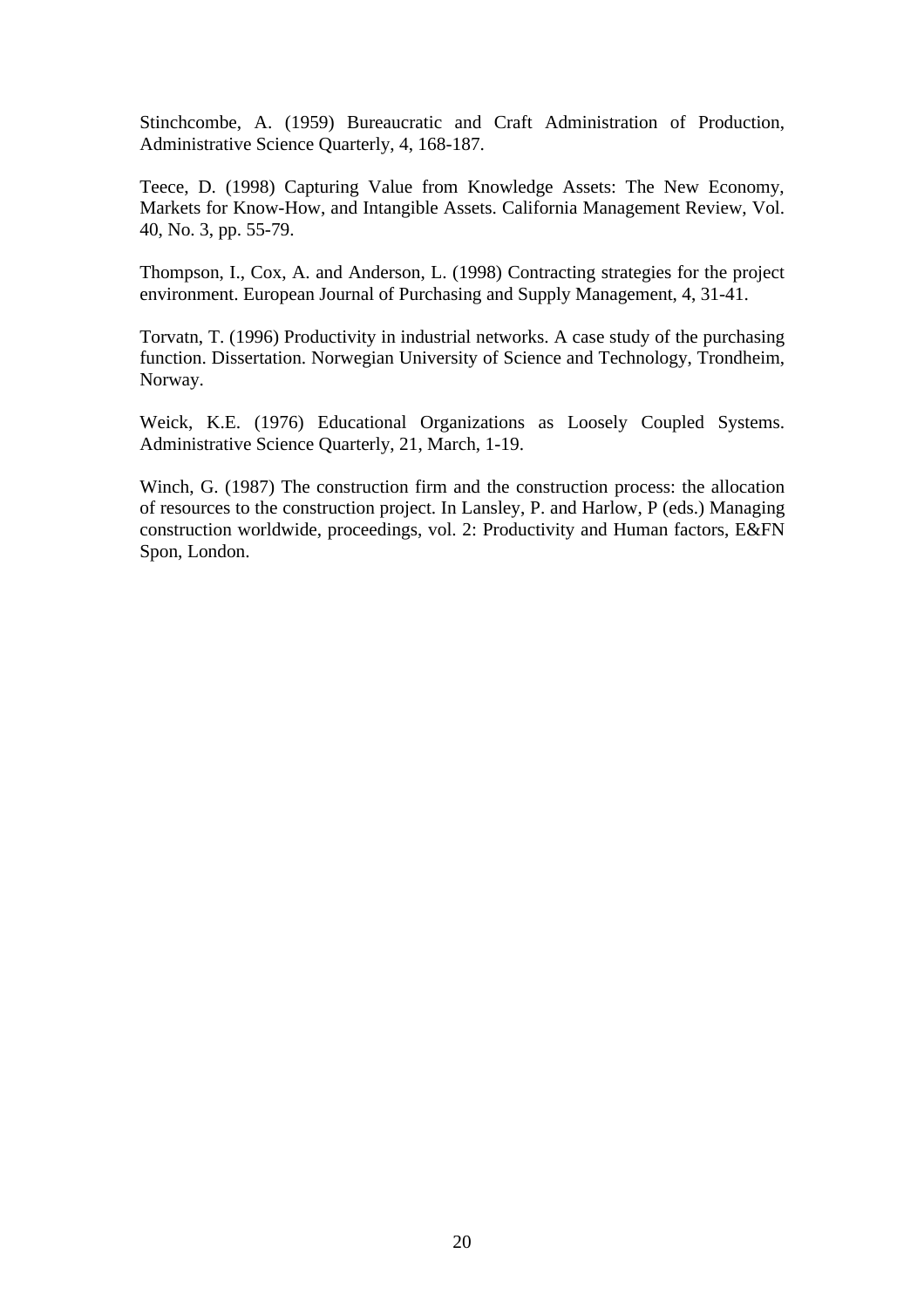Stinchcombe, A. (1959) Bureaucratic and Craft Administration of Production, Administrative Science Quarterly, 4, 168-187.

Teece, D. (1998) Capturing Value from Knowledge Assets: The New Economy, Markets for Know-How, and Intangible Assets. California Management Review, Vol. 40, No. 3, pp. 55-79.

Thompson, I., Cox, A. and Anderson, L. (1998) Contracting strategies for the project environment. European Journal of Purchasing and Supply Management, 4, 31-41.

Torvatn, T. (1996) Productivity in industrial networks. A case study of the purchasing function. Dissertation. Norwegian University of Science and Technology, Trondheim, Norway.

Weick, K.E. (1976) Educational Organizations as Loosely Coupled Systems. Administrative Science Quarterly, 21, March, 1-19.

Winch, G. (1987) The construction firm and the construction process: the allocation of resources to the construction project. In Lansley, P. and Harlow, P (eds.) Managing construction worldwide, proceedings, vol. 2: Productivity and Human factors, E&FN Spon, London.